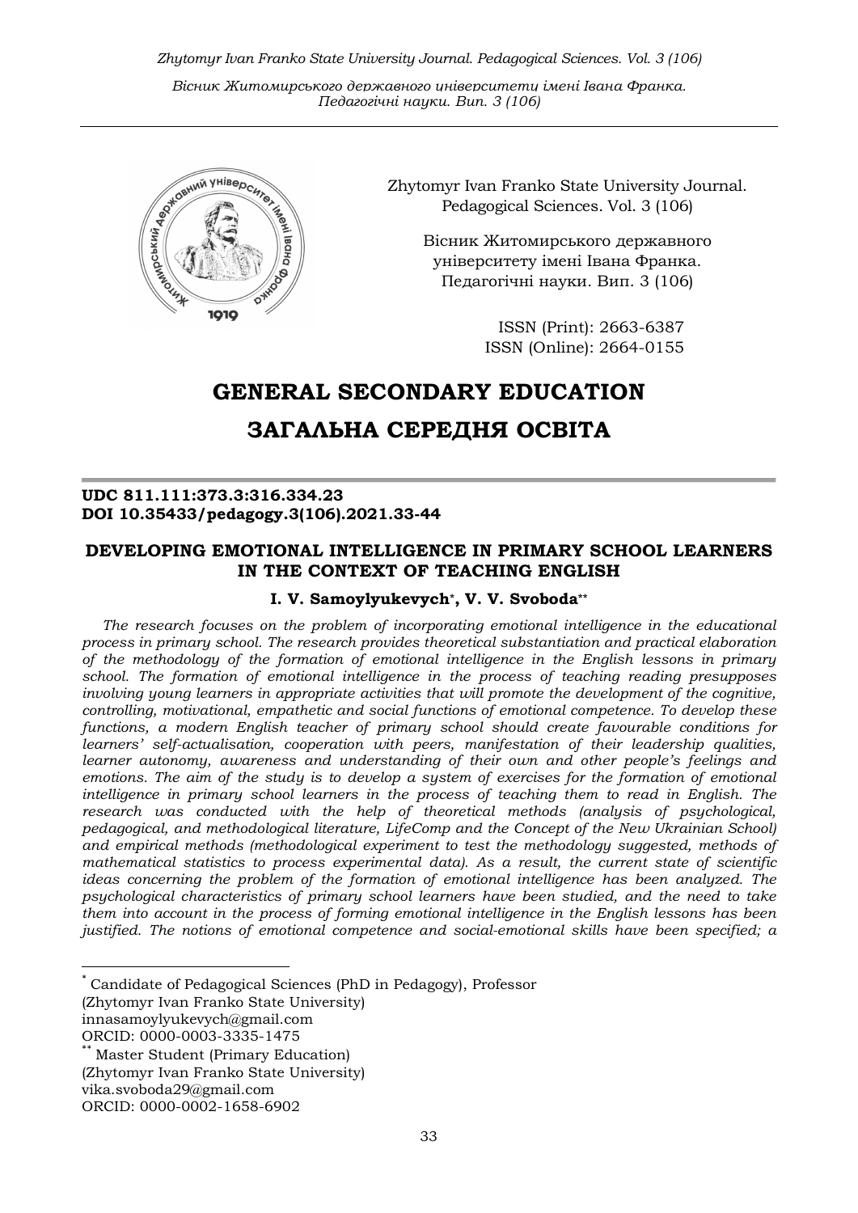Zhytomyr Ivan Franko State University Journal. Pedagogical Sciences. Vol. 3 (106)

Вісник Житомирського державного університету імені Івана Франка. Педагогічні науки. Вип. 3 (106)

ISSN (Print): 2663-6387
ISSN (Online): 2664-0155

# GENERAL SECONDARY EDUCATION
# ЗАГАЛЬНА СЕРЕДНЯ ОСВІТА

**UDC 811.111:373.3:316.334.23**
**DOI 10.35433/pedagogy.3(106).2021.33-44**

## DEVELOPING EMOTIONAL INTELLIGENCE IN PRIMARY SCHOOL LEARNERS IN THE CONTEXT OF TEACHING ENGLISH

**I. V. Samoylyukevych*, V. V. Svoboda****

*The research focuses on the problem of incorporating emotional intelligence in the educational process in primary school. The research provides theoretical substantiation and practical elaboration of the methodology of the formation of emotional intelligence in the English lessons in primary school. The formation of emotional intelligence in the process of teaching reading presupposes involving young learners in appropriate activities that will promote the development of the cognitive, controlling, motivational, empathetic and social functions of emotional competence. To develop these functions, a modern English teacher of primary school should create favourable conditions for learners' self-actualisation, cooperation with peers, manifestation of their leadership qualities, learner autonomy, awareness and understanding of their own and other people's feelings and emotions. The aim of the study is to develop a system of exercises for the formation of emotional intelligence in primary school learners in the process of teaching them to read in English. The research was conducted with the help of theoretical methods (analysis of psychological, pedagogical, and methodological literature, LifeComp and the Concept of the New Ukrainian School) and empirical methods (methodological experiment to test the methodology suggested, methods of mathematical statistics to process experimental data). As a result, the current state of scientific ideas concerning the problem of the formation of emotional intelligence has been analyzed. The psychological characteristics of primary school learners have been studied, and the need to take them into account in the process of forming emotional intelligence in the English lessons has been justified. The notions of emotional competence and social-emotional skills have been specified; a*

---

\* Candidate of Pedagogical Sciences (PhD in Pedagogy), Professor
(Zhytomyr Ivan Franko State University)
innasamoylyukevych@gmail.com
ORCID: 0000-0003-3335-1475

\*\* Master Student (Primary Education)
(Zhytomyr Ivan Franko State University)
vika.svoboda29@gmail.com
ORCID: 0000-0002-1658-6902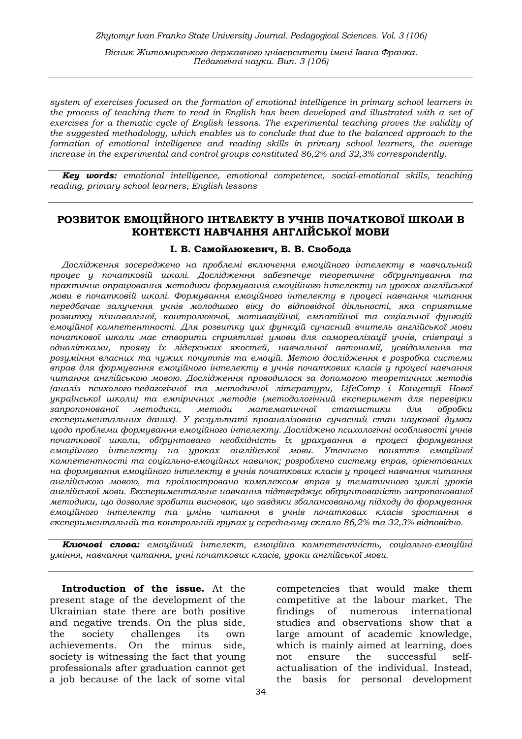*system of exercises focused on the formation of emotional intelligence in primary school learners in the process of teaching them to read in English has been developed and illustrated with a set of exercises for a thematic cycle of English lessons. The experimental teaching proves the validity of the suggested methodology, which enables us to conclude that due to the balanced approach to the formation of emotional intelligence and reading skills in primary school learners, the average increase in the experimental and control groups constituted 86,2% and 32,3% correspondently.*

***Key words:*** *emotional intelligence, emotional competence, social-emotional skills, teaching reading, primary school learners, English lessons*

## РОЗВИТОК ЕМОЦІЙНОГО ІНТЕЛЕКТУ В УЧНІВ ПОЧАТКОВОЇ ШКОЛИ В КОНТЕКСТІ НАВЧАННЯ АНГЛІЙСЬКОЇ МОВИ

**І. В. Самойлюкевич, В. В. Свобода**

*Дослідження зосереджено на проблемі включення емоційного інтелекту в навчальний процес у початковій школі. Дослідження забезпечує теоретичне обґрунтування та практичне опрацювання методики формування емоційного інтелекту на уроках англійської мови в початковій школі. Формування емоційного інтелекту в процесі навчання читання передбачає залучення учнів молодшого віку до відповідної діяльності, яка сприятиме розвитку пізнавальної, контролюючої, мотиваційної, емпатійної та соціальної функцій емоційної компетентності. Для розвитку цих функцій сучасний вчитель англійської мови початкової школи має створити сприятливі умови для самореалізації учнів, співпраці з однолітками, прояву їх лідерських якостей, навчальної автономії, усвідомлення та розуміння власних та чужих почуттів та емоцій. Метою дослідження є розробка системи вправ для формування емоційного інтелекту в учнів початкових класів у процесі навчання читання англійською мовою. Дослідження проводилося за допомогою теоретичних методів (аналіз психолого-педагогічної та методичної літератури, LifeComp і Концепції Нової української школи) та емпіричних методів (методологічний експеримент для перевірки запропонованої методики, методи математичної статистики для обробки експериментальних даних). У результаті проаналізовано сучасний стан наукової думки щодо проблеми формування емоційного інтелекту. Досліджено психологічні особливості учнів початкової школи, обґрунтовано необхідність їх урахування в процесі формування емоційного інтелекту на уроках англійської мови. Уточнено поняття емоційної компетентності та соціально-емоційних навичок; розроблено систему вправ, орієнтованих на формування емоційного інтелекту в учнів початкових класів у процесі навчання читання англійською мовою, та проілюстровано комплексом вправ у тематичного циклі уроків англійської мови. Експериментальне навчання підтверджує обґрунтованість запропонованої методики, що дозволяє зробити висновок, що завдяки збалансованому підходу до формування емоційного інтелекту та умінь читання в учнів початкових класів зростання в експериментальній та контрольній групах у середньому склало 86,2% та 32,3% відповідно.*

***Ключові слова:*** *емоційний інтелект, емоційна компетентність, соціально-емоційні уміння, навчання читання, учні початкових класів, уроки англійської мови.*

**Introduction of the issue.** At the present stage of the development of the Ukrainian state there are both positive and negative trends. On the plus side, the society challenges its own achievements. On the minus side, society is witnessing the fact that young professionals after graduation cannot get a job because of the lack of some vital competencies that would make them competitive at the labour market. The findings of numerous international studies and observations show that a large amount of academic knowledge, which is mainly aimed at learning, does not ensure the successful self-actualisation of the individual. Instead, the basis for personal development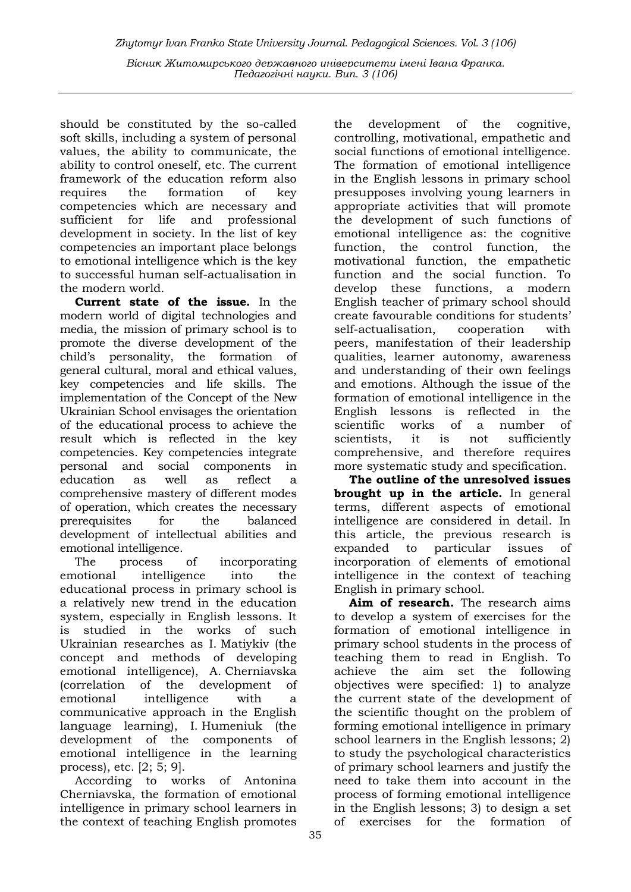should be constituted by the so-called soft skills, including a system of personal values, the ability to communicate, the ability to control oneself, etc. The current framework of the education reform also requires the formation of key competencies which are necessary and sufficient for life and professional development in society. In the list of key competencies an important place belongs to emotional intelligence which is the key to successful human self-actualisation in the modern world.

**Current state of the issue.** In the modern world of digital technologies and media, the mission of primary school is to promote the diverse development of the child's personality, the formation of general cultural, moral and ethical values, key competencies and life skills. The implementation of the Concept of the New Ukrainian School envisages the orientation of the educational process to achieve the result which is reflected in the key competencies. Key competencies integrate personal and social components in education as well as reflect a comprehensive mastery of different modes of operation, which creates the necessary prerequisites for the balanced development of intellectual abilities and emotional intelligence.

The process of incorporating emotional intelligence into the educational process in primary school is a relatively new trend in the education system, especially in English lessons. It is studied in the works of such Ukrainian researches as I. Matiykiv (the concept and methods of developing emotional intelligence), A. Cherniavska (correlation of the development of emotional intelligence with a communicative approach in the English language learning), I. Humeniuk (the development of the components of emotional intelligence in the learning process), etc. [2; 5; 9].

According to works of Antonina Cherniavska, the formation of emotional intelligence in primary school learners in the context of teaching English promotes the development of the cognitive, controlling, motivational, empathetic and social functions of emotional intelligence. The formation of emotional intelligence in the English lessons in primary school presupposes involving young learners in appropriate activities that will promote the development of such functions of emotional intelligence as: the cognitive function, the control function, the motivational function, the empathetic function and the social function. To develop these functions, a modern English teacher of primary school should create favourable conditions for students' self-actualisation, cooperation with peers, manifestation of their leadership qualities, learner autonomy, awareness and understanding of their own feelings and emotions. Although the issue of the formation of emotional intelligence in the English lessons is reflected in the scientific works of a number of scientists, it is not sufficiently comprehensive, and therefore requires more systematic study and specification.

**The outline of the unresolved issues brought up in the article.** In general terms, different aspects of emotional intelligence are considered in detail. In this article, the previous research is expanded to particular issues of incorporation of elements of emotional intelligence in the context of teaching English in primary school.

**Aim of research.** The research aims to develop a system of exercises for the formation of emotional intelligence in primary school students in the process of teaching them to read in English. To achieve the aim set the following objectives were specified: 1) to analyze the current state of the development of the scientific thought on the problem of forming emotional intelligence in primary school learners in the English lessons; 2) to study the psychological characteristics of primary school learners and justify the need to take them into account in the process of forming emotional intelligence in the English lessons; 3) to design a set of exercises for the formation of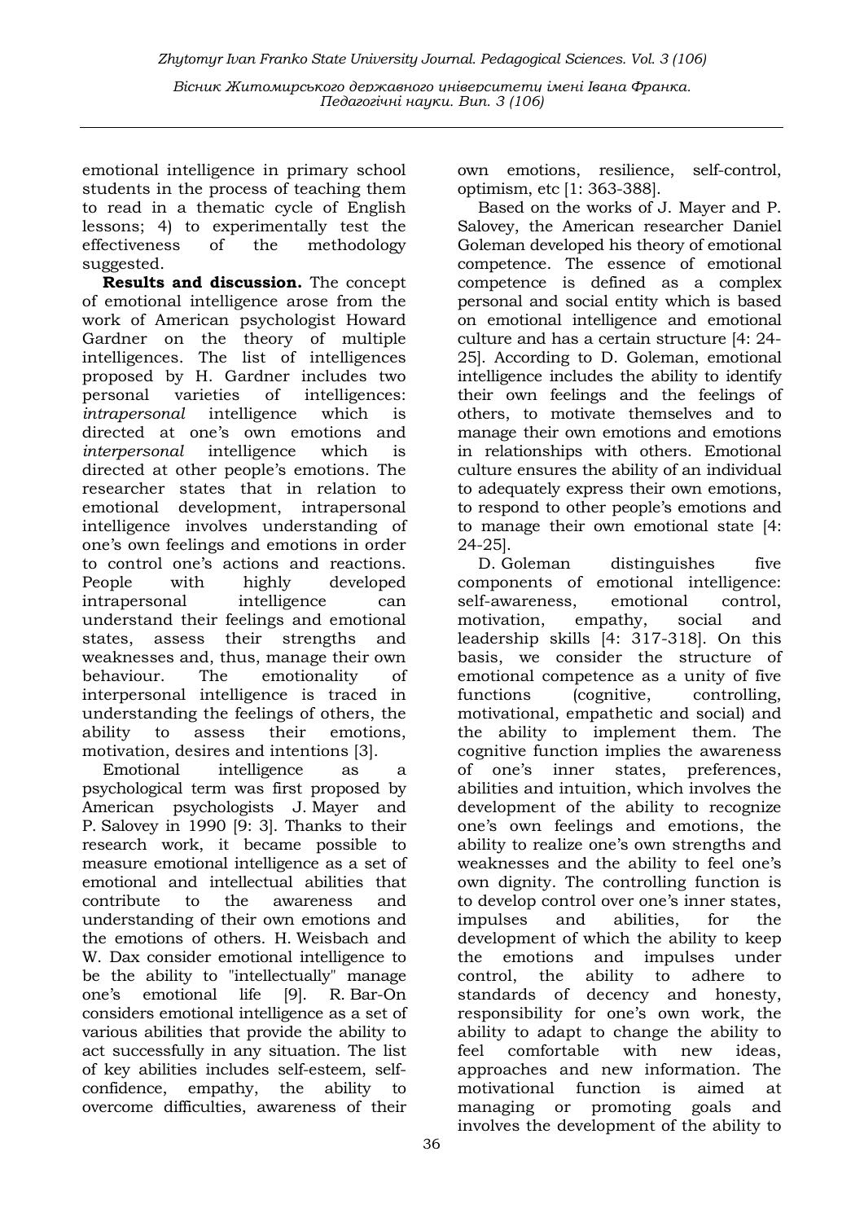emotional intelligence in primary school students in the process of teaching them to read in a thematic cycle of English lessons; 4) to experimentally test the effectiveness of the methodology suggested.

**Results and discussion.** The concept of emotional intelligence arose from the work of American psychologist Howard Gardner on the theory of multiple intelligences. The list of intelligences proposed by H. Gardner includes two personal varieties of intelligences: *intrapersonal* intelligence which is directed at one's own emotions and *interpersonal* intelligence which is directed at other people's emotions. The researcher states that in relation to emotional development, intrapersonal intelligence involves understanding of one's own feelings and emotions in order to control one's actions and reactions. People with highly developed intrapersonal intelligence can understand their feelings and emotional states, assess their strengths and weaknesses and, thus, manage their own behaviour. The emotionality of interpersonal intelligence is traced in understanding the feelings of others, the ability to assess their emotions, motivation, desires and intentions [3].

Emotional intelligence as a psychological term was first proposed by American psychologists J. Mayer and P. Salovey in 1990 [9: 3]. Thanks to their research work, it became possible to measure emotional intelligence as a set of emotional and intellectual abilities that contribute to the awareness and understanding of their own emotions and the emotions of others. H. Weisbach and W. Dax consider emotional intelligence to be the ability to "intellectually" manage one's emotional life [9]. R. Bar-On considers emotional intelligence as a set of various abilities that provide the ability to act successfully in any situation. The list of key abilities includes self-esteem, self-confidence, empathy, the ability to overcome difficulties, awareness of their own emotions, resilience, self-control, optimism, etc [1: 363-388].

Based on the works of J. Mayer and P. Salovey, the American researcher Daniel Goleman developed his theory of emotional competence. The essence of emotional competence is defined as a complex personal and social entity which is based on emotional intelligence and emotional culture and has a certain structure [4: 24-25]. According to D. Goleman, emotional intelligence includes the ability to identify their own feelings and the feelings of others, to motivate themselves and to manage their own emotions and emotions in relationships with others. Emotional culture ensures the ability of an individual to adequately express their own emotions, to respond to other people's emotions and to manage their own emotional state [4: 24-25].

D. Goleman distinguishes five components of emotional intelligence: self-awareness, emotional control, motivation, empathy, social and leadership skills [4: 317-318]. On this basis, we consider the structure of emotional competence as a unity of five functions (cognitive, controlling, motivational, empathetic and social) and the ability to implement them. The cognitive function implies the awareness of one's inner states, preferences, abilities and intuition, which involves the development of the ability to recognize one's own feelings and emotions, the ability to realize one's own strengths and weaknesses and the ability to feel one's own dignity. The controlling function is to develop control over one's inner states, impulses and abilities, for the development of which the ability to keep the emotions and impulses under control, the ability to adhere to standards of decency and honesty, responsibility for one's own work, the ability to adapt to change the ability to feel comfortable with new ideas, approaches and new information. The motivational function is aimed at managing or promoting goals and involves the development of the ability to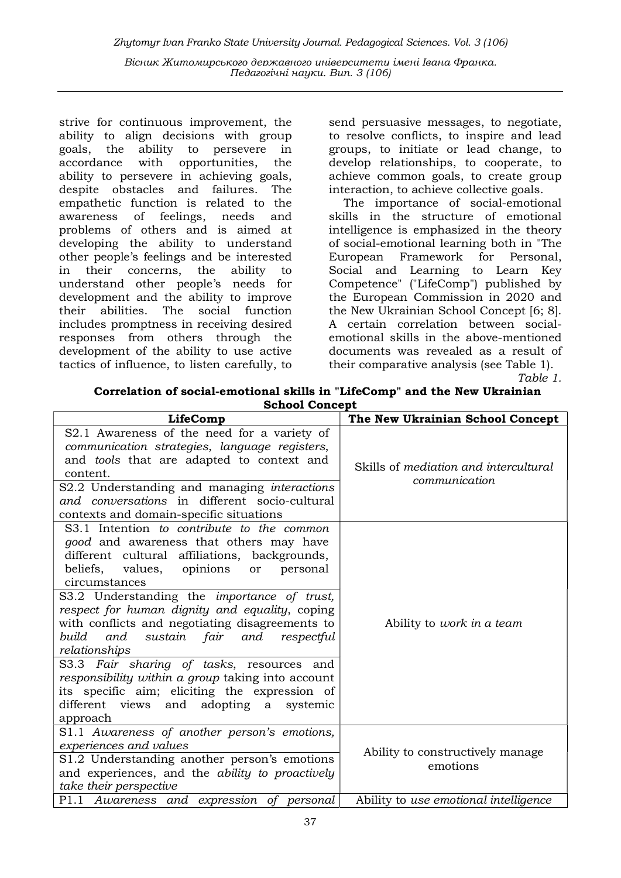strive for continuous improvement, the ability to align decisions with group goals, the ability to persevere in accordance with opportunities, the ability to persevere in achieving goals, despite obstacles and failures. The empathetic function is related to the awareness of feelings, needs and problems of others and is aimed at developing the ability to understand other people's feelings and be interested in their concerns, the ability to understand other people's needs for development and the ability to improve their abilities. The social function includes promptness in receiving desired responses from others through the development of the ability to use active tactics of influence, to listen carefully, to send persuasive messages, to negotiate, to resolve conflicts, to inspire and lead groups, to initiate or lead change, to develop relationships, to cooperate, to achieve common goals, to create group interaction, to achieve collective goals.

The importance of social-emotional skills in the structure of emotional intelligence is emphasized in the theory of social-emotional learning both in "The European Framework for Personal, Social and Learning to Learn Key Competence" ("LifeComp") published by the European Commission in 2020 and the New Ukrainian School Concept [6; 8]. A certain correlation between social-emotional skills in the above-mentioned documents was revealed as a result of their comparative analysis (see Table 1).

*Table 1.*

**Correlation of social-emotional skills in "LifeComp" and the New Ukrainian School Concept**

| LifeComp | The New Ukrainian School Concept |
|---|---|
| S2.1 Awareness of the need for a variety of *communication strategies*, *language registers*, and *tools* that are adapted to context and content. | Skills of *mediation and intercultural communication* |
| S2.2 Understanding and managing *interactions and conversations* in different socio-cultural contexts and domain-specific situations | |
| S3.1 Intention *to contribute to the common good* and awareness that others may have different cultural affiliations, backgrounds, beliefs, values, opinions or personal circumstances | Ability to *work in a team* |
| S3.2 Understanding the *importance of trust, respect for human dignity and equality*, coping with conflicts and negotiating disagreements to *build and sustain fair and respectful relationships* | |
| S3.3 *Fair sharing of tasks*, resources and *responsibility within a group* taking into account its specific aim; eliciting the expression of different views and adopting a systemic approach | |
| S1.1 *Awareness of another person's emotions, experiences and values* | Ability to constructively manage emotions |
| S1.2 Understanding another person's emotions and experiences, and the *ability to proactively take their perspective* | |
| P1.1 *Awareness and expression of personal* | Ability to *use emotional intelligence* |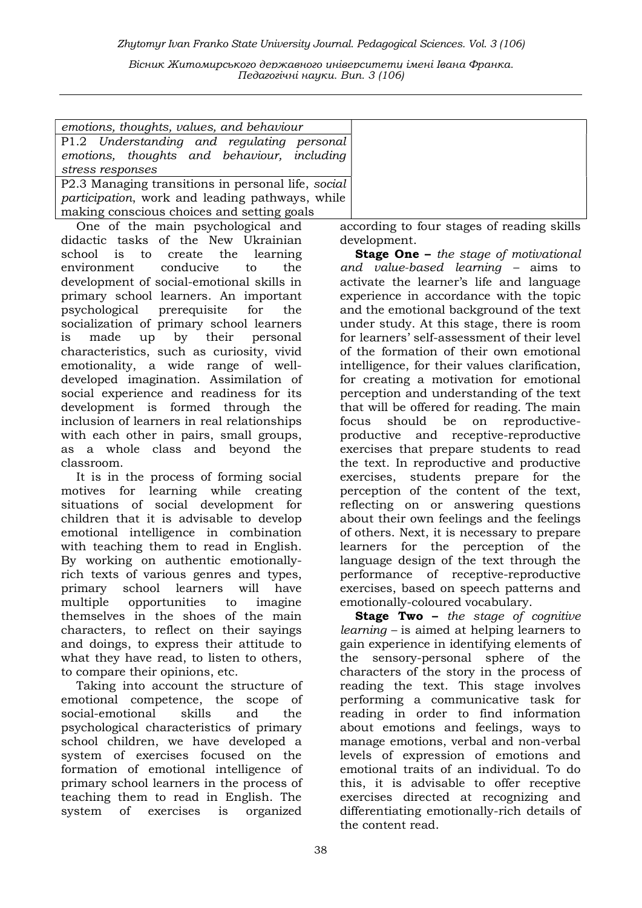| | |
|---|---|
| *emotions, thoughts, values, and behaviour* | |
| P1.2 *Understanding and regulating personal emotions, thoughts and behaviour, including stress responses* | |
| P2.3 Managing transitions in personal life, *social participation*, work and leading pathways, while making conscious choices and setting goals | |

One of the main psychological and didactic tasks of the New Ukrainian school is to create the learning environment conducive to the development of social-emotional skills in primary school learners. An important psychological prerequisite for the socialization of primary school learners is made up by their personal characteristics, such as curiosity, vivid emotionality, a wide range of well-developed imagination. Assimilation of social experience and readiness for its development is formed through the inclusion of learners in real relationships with each other in pairs, small groups, as a whole class and beyond the classroom.

It is in the process of forming social motives for learning while creating situations of social development for children that it is advisable to develop emotional intelligence in combination with teaching them to read in English. By working on authentic emotionally-rich texts of various genres and types, primary school learners will have multiple opportunities to imagine themselves in the shoes of the main characters, to reflect on their sayings and doings, to express their attitude to what they have read, to listen to others, to compare their opinions, etc.

Taking into account the structure of emotional competence, the scope of social-emotional skills and the psychological characteristics of primary school children, we have developed a system of exercises focused on the formation of emotional intelligence of primary school learners in the process of teaching them to read in English. The system of exercises is organized according to four stages of reading skills development.

**Stage One –** *the stage of motivational and value-based learning* – aims to activate the learner's life and language experience in accordance with the topic and the emotional background of the text under study. At this stage, there is room for learners' self-assessment of their level of the formation of their own emotional intelligence, for their values clarification, for creating a motivation for emotional perception and understanding of the text that will be offered for reading. The main focus should be on reproductive-productive and receptive-reproductive exercises that prepare students to read the text. In reproductive and productive exercises, students prepare for the perception of the content of the text, reflecting on or answering questions about their own feelings and the feelings of others. Next, it is necessary to prepare learners for the perception of the language design of the text through the performance of receptive-reproductive exercises, based on speech patterns and emotionally-coloured vocabulary.

**Stage Two –** *the stage of cognitive learning* – is aimed at helping learners to gain experience in identifying elements of the sensory-personal sphere of the characters of the story in the process of reading the text. This stage involves performing a communicative task for reading in order to find information about emotions and feelings, ways to manage emotions, verbal and non-verbal levels of expression of emotions and emotional traits of an individual. To do this, it is advisable to offer receptive exercises directed at recognizing and differentiating emotionally-rich details of the content read.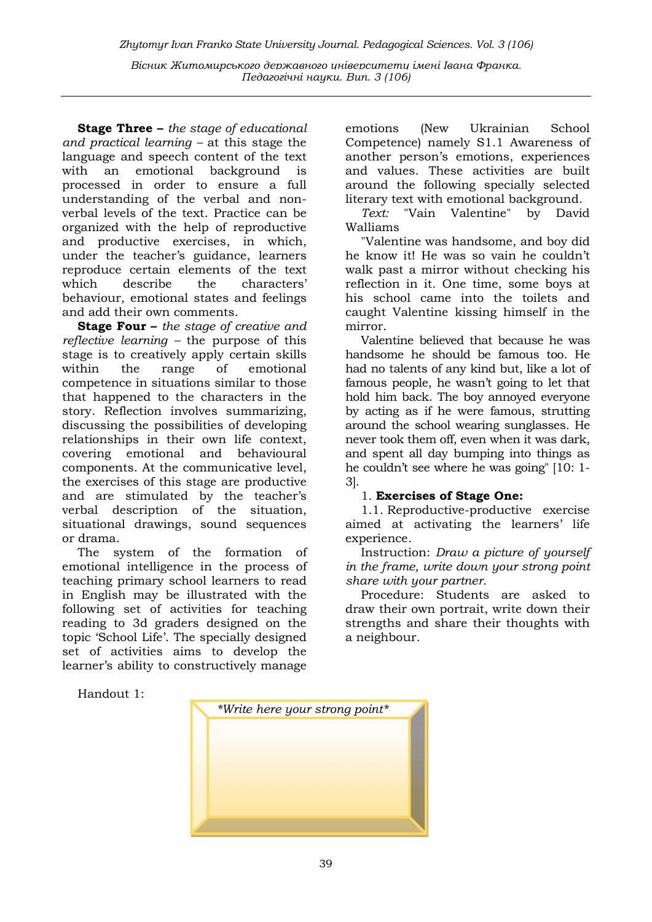**Stage Three –** *the stage of educational and practical learning* – at this stage the language and speech content of the text with an emotional background is processed in order to ensure a full understanding of the verbal and non-verbal levels of the text. Practice can be organized with the help of reproductive and productive exercises, in which, under the teacher's guidance, learners reproduce certain elements of the text which describe the characters' behaviour, emotional states and feelings and add their own comments.

**Stage Four –** *the stage of creative and reflective learning* – the purpose of this stage is to creatively apply certain skills within the range of emotional competence in situations similar to those that happened to the characters in the story. Reflection involves summarizing, discussing the possibilities of developing relationships in their own life context, covering emotional and behavioural components. At the communicative level, the exercises of this stage are productive and are stimulated by the teacher's verbal description of the situation, situational drawings, sound sequences or drama.

The system of the formation of emotional intelligence in the process of teaching primary school learners to read in English may be illustrated with the following set of activities for teaching reading to 3d graders designed on the topic 'School Life'. The specially designed set of activities aims to develop the learner's ability to constructively manage emotions (New Ukrainian School Competence) namely S1.1 Awareness of another person's emotions, experiences and values. These activities are built around the following specially selected literary text with emotional background.

*Text:* "Vain Valentine" by David Walliams

"Valentine was handsome, and boy did he know it! He was so vain he couldn't walk past a mirror without checking his reflection in it. One time, some boys at his school came into the toilets and caught Valentine kissing himself in the mirror.

Valentine believed that because he was handsome he should be famous too. He had no talents of any kind but, like a lot of famous people, he wasn't going to let that hold him back. The boy annoyed everyone by acting as if he were famous, strutting around the school wearing sunglasses. He never took them off, even when it was dark, and spent all day bumping into things as he couldn't see where he was going" [10: 1-3].

1. **Exercises of Stage One:**

1.1. Reproductive-productive exercise aimed at activating the learners' life experience.

Instruction: *Draw a picture of yourself in the frame, write down your strong point share with your partner.*

Procedure: Students are asked to draw their own portrait, write down their strengths and share their thoughts with a neighbour.

Handout 1:

*\*Write here your strong point\**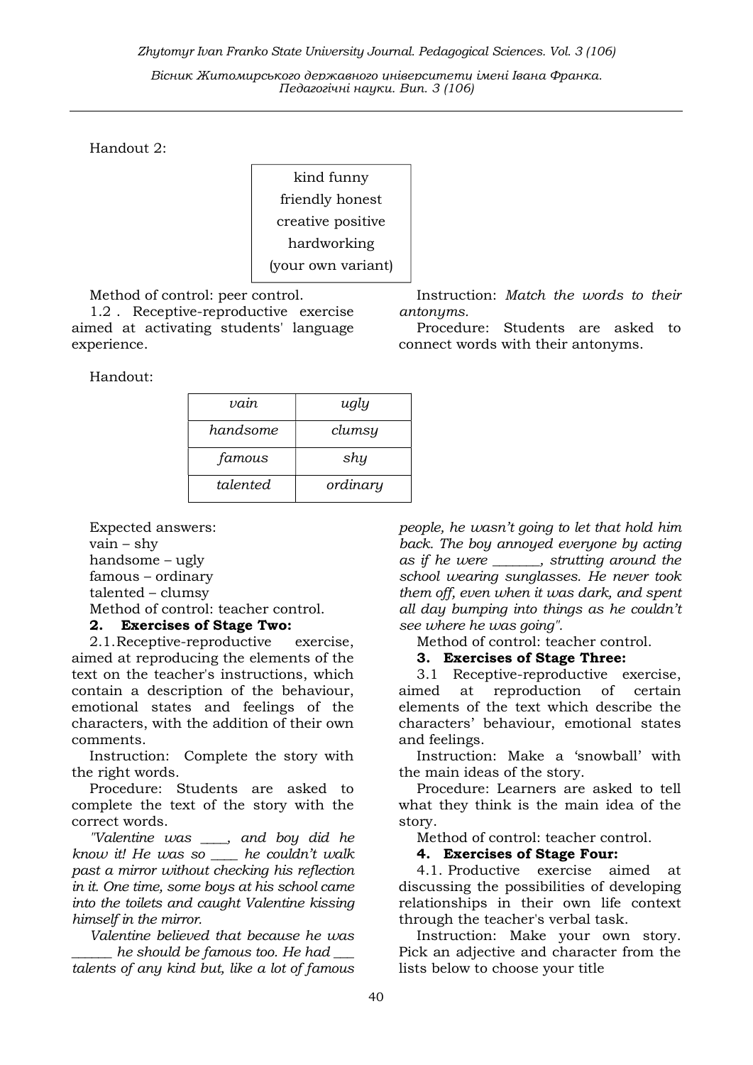Handout 2:

| kind funny |
|---|
| friendly honest |
| creative positive |
| hardworking |
| (your own variant) |

Method of control: peer control.

1.2 . Receptive-reproductive exercise aimed at activating students' language experience.

Instruction: *Match the words to their antonyms.*

Procedure: Students are asked to connect words with their antonyms.

Handout:

| *vain* | *ugly* |
|---|---|
| *handsome* | *clumsy* |
| *famous* | *shy* |
| *talented* | *ordinary* |

Expected answers:

vain – shy

handsome – ugly

famous – ordinary

talented – clumsy

Method of control: teacher control.

**2. Exercises of Stage Two:**

2.1. Receptive-reproductive exercise, aimed at reproducing the elements of the text on the teacher's instructions, which contain a description of the behaviour, emotional states and feelings of the characters, with the addition of their own comments.

Instruction: Complete the story with the right words.

Procedure: Students are asked to complete the text of the story with the correct words.

*"Valentine was ____, and boy did he know it! He was so ____ he couldn't walk past a mirror without checking his reflection in it. One time, some boys at his school came into the toilets and caught Valentine kissing himself in the mirror.*

*Valentine believed that because he was ______ he should be famous too. He had ___ talents of any kind but, like a lot of famous people, he wasn't going to let that hold him back. The boy annoyed everyone by acting as if he were _______, strutting around the school wearing sunglasses. He never took them off, even when it was dark, and spent all day bumping into things as he couldn't see where he was going".*

Method of control: teacher control.

**3. Exercises of Stage Three:**

3.1 Receptive-reproductive exercise, aimed at reproduction of certain elements of the text which describe the characters' behaviour, emotional states and feelings.

Instruction: Make a 'snowball' with the main ideas of the story.

Procedure: Learners are asked to tell what they think is the main idea of the story.

Method of control: teacher control.

**4. Exercises of Stage Four:**

4.1. Productive exercise aimed at discussing the possibilities of developing relationships in their own life context through the teacher's verbal task.

Instruction: Make your own story. Pick an adjective and character from the lists below to choose your title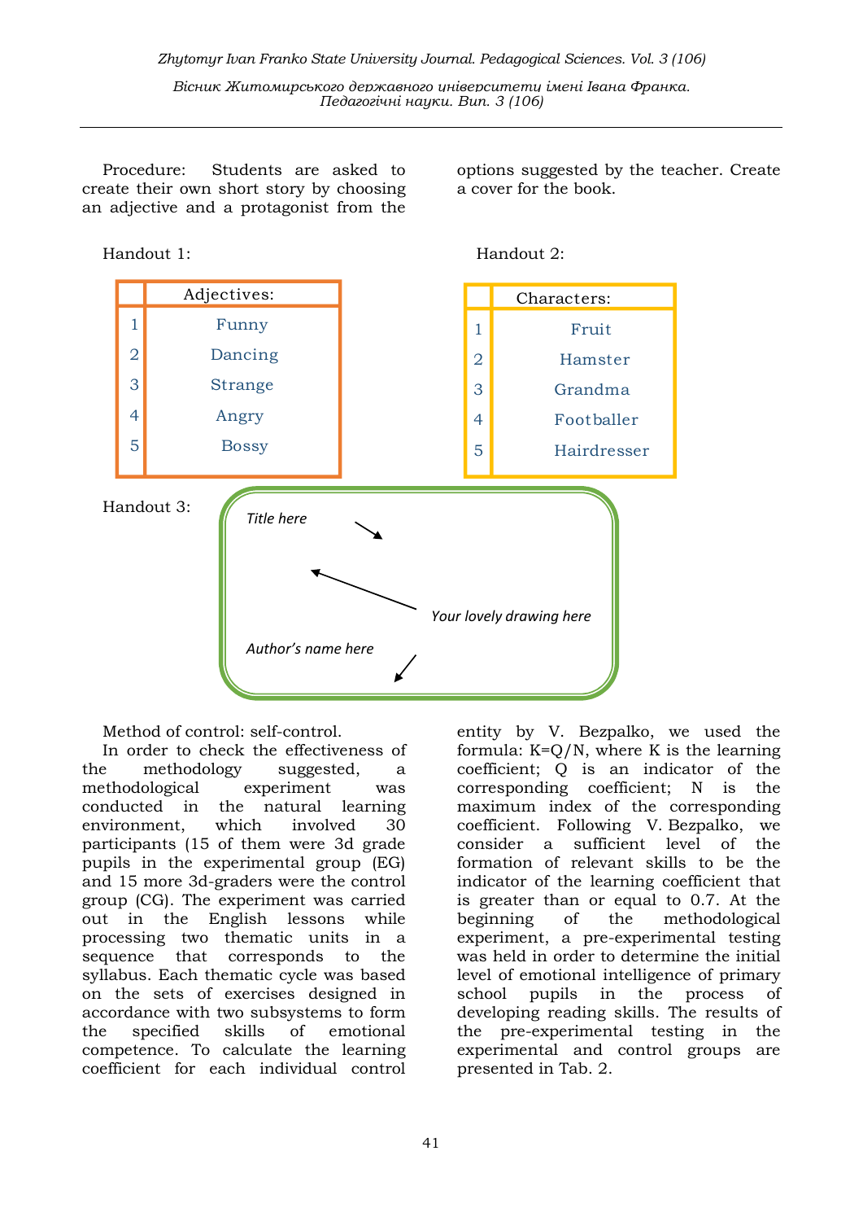Procedure: Students are asked to create their own short story by choosing an adjective and a protagonist from the options suggested by the teacher. Create a cover for the book.

Handout 1:

| | Adjectives: |
|---|---|
| 1 | Funny |
| 2 | Dancing |
| 3 | Strange |
| 4 | Angry |
| 5 | Bossy |

Handout 2:

| | Characters: |
|---|---|
| 1 | Fruit |
| 2 | Hamster |
| 3 | Grandma |
| 4 | Footballer |
| 5 | Hairdresser |

Handout 3:

*Title here*

*Your lovely drawing here*

*Author's name here*

Method of control: self-control.

In order to check the effectiveness of the methodology suggested, a methodological experiment was conducted in the natural learning environment, which involved 30 participants (15 of them were 3d grade pupils in the experimental group (EG) and 15 more 3d-graders were the control group (CG). The experiment was carried out in the English lessons while processing two thematic units in a sequence that corresponds to the syllabus. Each thematic cycle was based on the sets of exercises designed in accordance with two subsystems to form the specified skills of emotional competence. To calculate the learning coefficient for each individual control entity by V. Bezpalko, we used the formula: $K=Q/N$, where K is the learning coefficient; Q is an indicator of the corresponding coefficient; N is the maximum index of the corresponding coefficient. Following V. Bezpalko, we consider a sufficient level of the formation of relevant skills to be the indicator of the learning coefficient that is greater than or equal to 0.7. At the beginning of the methodological experiment, a pre-experimental testing was held in order to determine the initial level of emotional intelligence of primary school pupils in the process of developing reading skills. The results of the pre-experimental testing in the experimental and control groups are presented in Tab. 2.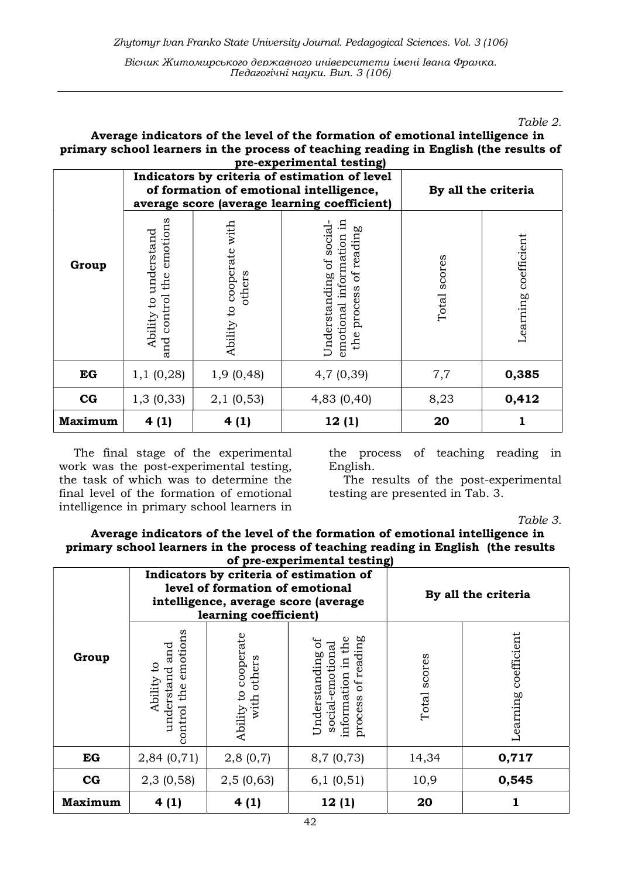*Table 2.*

**Average indicators of the level of the formation of emotional intelligence in primary school learners in the process of teaching reading in English (the results of pre-experimental testing)**

| Group | Indicators by criteria of estimation of level of formation of emotional intelligence, average score (average learning coefficient) | | | By all the criteria | |
|---|---|---|---|---|---|
| | Ability to understand and control the emotions | Ability to cooperate with others | Understanding of social-emotional information in the process of reading | Total scores | Learning coefficient |
| **EG** | 1,1 (0,28) | 1,9 (0,48) | 4,7 (0,39) | 7,7 | **0,385** |
| **CG** | 1,3 (0,33) | 2,1 (0,53) | 4,83 (0,40) | 8,23 | **0,412** |
| **Maximum** | **4 (1)** | **4 (1)** | **12 (1)** | **20** | **1** |

The final stage of the experimental work was the post-experimental testing, the task of which was to determine the final level of the formation of emotional intelligence in primary school learners in the process of teaching reading in English.

The results of the post-experimental testing are presented in Tab. 3.

*Table 3.*

**Average indicators of the level of the formation of emotional intelligence in primary school learners in the process of teaching reading in English (the results of pre-experimental testing)**

| Group | Indicators by criteria of estimation of level of formation of emotional intelligence, average score (average learning coefficient) | | | By all the criteria | |
|---|---|---|---|---|---|
| | Ability to understand and control the emotions | Ability to cooperate with others | Understanding of social-emotional information in the process of reading | Total scores | Learning coefficient |
| **EG** | 2,84 (0,71) | 2,8 (0,7) | 8,7 (0,73) | 14,34 | **0,717** |
| **CG** | 2,3 (0,58) | 2,5 (0,63) | 6,1 (0,51) | 10,9 | **0,545** |
| **Maximum** | **4 (1)** | **4 (1)** | **12 (1)** | **20** | **1** |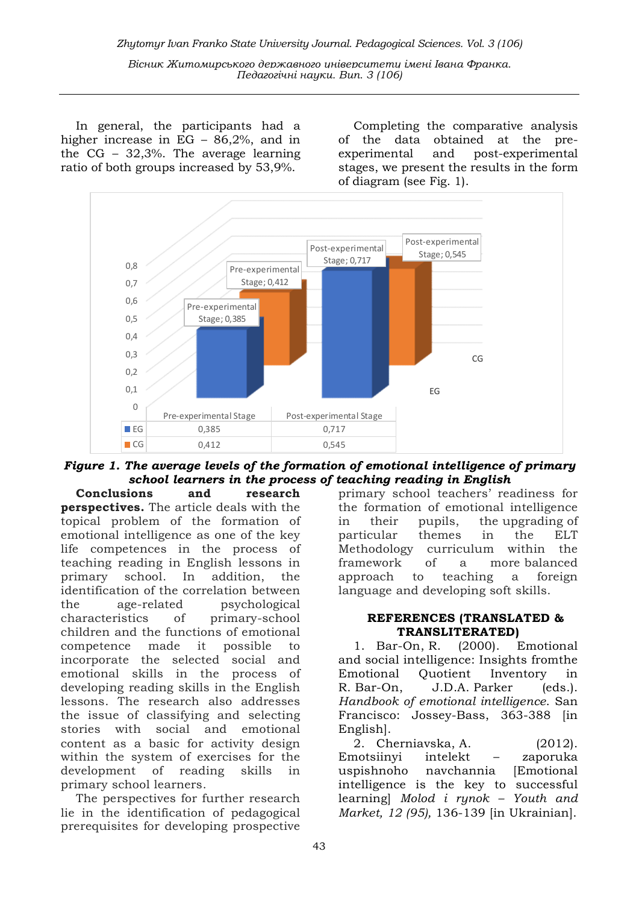In general, the participants had a higher increase in EG – 86,2%, and in the CG – 32,3%. The average learning ratio of both groups increased by 53,9%.

Completing the comparative analysis of the data obtained at the pre-experimental and post-experimental stages, we present the results in the form of diagram (see Fig. 1).

| | Pre-experimental Stage | Post-experimental Stage |
|---|---|---|
| EG | 0,385 | 0,717 |
| CG | 0,412 | 0,545 |

***Figure 1. The average levels of the formation of emotional intelligence of primary school learners in the process of teaching reading in English***

**Conclusions and research perspectives.** The article deals with the topical problem of the formation of emotional intelligence as one of the key life competences in the process of teaching reading in English lessons in primary school. In addition, the identification of the correlation between the age-related psychological characteristics of primary-school children and the functions of emotional competence made it possible to incorporate the selected social and emotional skills in the process of developing reading skills in the English lessons. The research also addresses the issue of classifying and selecting stories with social and emotional content as a basic for activity design within the system of exercises for the development of reading skills in primary school learners.

The perspectives for further research lie in the identification of pedagogical prerequisites for developing prospective primary school teachers' readiness for the formation of emotional intelligence in their pupils, the upgrading of particular themes in the ELT Methodology curriculum within the framework of a more balanced approach to teaching a foreign language and developing soft skills.

**REFERENCES (TRANSLATED & TRANSLITERATED)**

1. Bar-On, R. (2000). Emotional and social intelligence: Insights fromthe Emotional Quotient Inventory in R. Bar-On, J.D.A. Parker (eds.). *Handbook of emotional intelligence*. San Francisco: Jossey-Bass, 363-388 [in English].
2. Cherniavska, A. (2012). Emotsiinyi intelekt – zaporuka uspishnoho navchannia [Emotional intelligence is the key to successful learning] *Molod i rynok – Youth and Market, 12 (95),* 136-139 [in Ukrainian].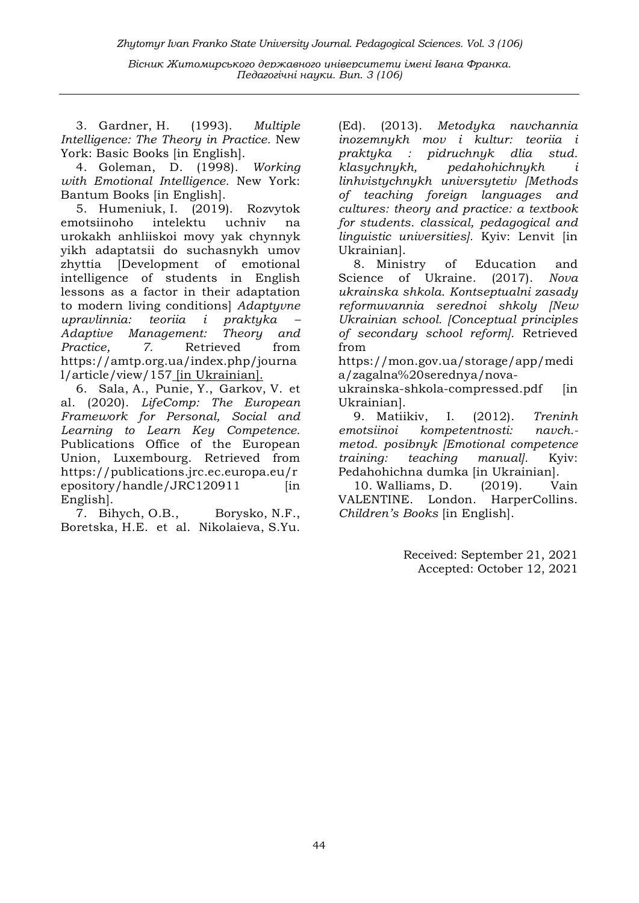3. Gardner, H. (1993). *Multiple Intelligence: The Theory in Practice*. New York: Basic Books [in English].

4. Goleman, D. (1998). *Working with Emotional Intelligence*. New York: Bantum Books [in English].

5. Humeniuk, I. (2019). Rozvytok emotsiinoho intelektu uchniv na urokakh anhliiskoi movy yak chynnyk yikh adaptatsii do suchasnykh umov zhyttia [Development of emotional intelligence of students in English lessons as a factor in their adaptation to modern living conditions] *Adaptyvne upravlinnia: teoriia i praktyka – Adaptive Management: Theory and Practice, 7.* Retrieved from https://amtp.org.ua/index.php/journal/article/view/157 [in Ukrainian].

6. Sala, A., Punie, Y., Garkov, V. et al. (2020). *LifeComp: The European Framework for Personal, Social and Learning to Learn Key Competence.* Publications Office of the European Union, Luxembourg. Retrieved from https://publications.jrc.ec.europa.eu/repository/handle/JRC120911 [in English].

7. Bihych, O.B., Borysko, N.F., Boretska, H.E. et al. Nikolaieva, S.Yu. (Ed). (2013). *Metodyka navchannia inozemnykh mov i kultur: teoriia i praktyka : pidruchnyk dlia stud. klasychnykh, pedahohichnykh i linhvistychnykh universytetiv [Methods of teaching foreign languages and cultures: theory and practice: a textbook for students. classical, pedagogical and linguistic universities].* Kyiv: Lenvit [in Ukrainian].

8. Ministry of Education and Science of Ukraine. (2017). *Nova ukrainska shkola. Kontseptualni zasady reformuvannia serednoi shkoly [New Ukrainian school. [Conceptual principles of secondary school reform].* Retrieved from https://mon.gov.ua/storage/app/media/zagalna%20serednya/nova-ukrainska-shkola-compressed.pdf [in Ukrainian].

9. Matiikiv, I. (2012). *Treninh emotsiinoi kompetentnosti: navch.-metod. posibnyk [Emotional competence training: teaching manual].* Kyiv: Pedahohichna dumka [in Ukrainian].

10. Walliams, D. (2019). Vain VALENTINE. London. HarperCollins. *Children's Books* [in English].

Received: September 21, 2021
Accepted: October 12, 2021